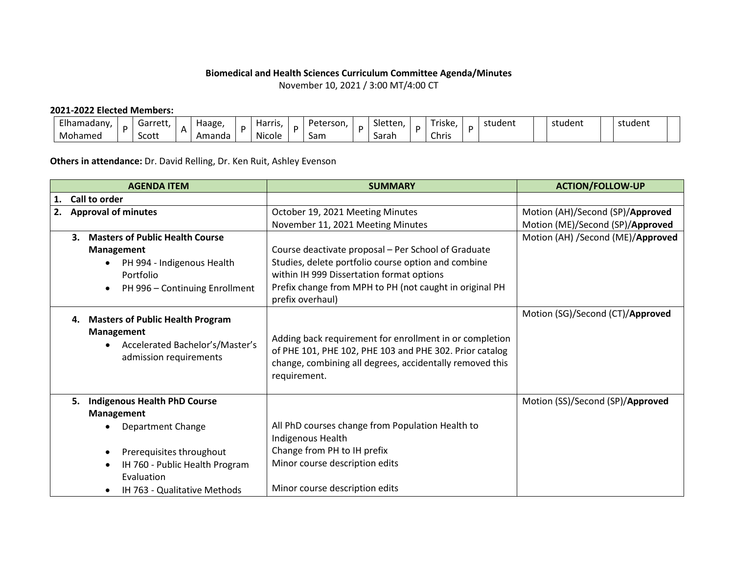**Biomedical and Health Sciences Curriculum Committee Agenda/Minutes**

November 10, 2021 / 3:00 MT/4:00 CT

**2021-2022 Elected Members:**

| Elhamadany, Mohamed | P | Garrett, Scott | A | Haage, Amanda | P | Harris, Nicole | P | Peterson, Sam | P | Sletten, Sarah | P | Triske, Chris | P | student | | student | | student | |
|---|---|---|---|---|---|---|---|---|---|---|---|---|---|---|---|---|---|---|---|

**Others in attendance:** Dr. David Relling, Dr. Ken Ruit, Ashley Evenson

| AGENDA ITEM | SUMMARY | ACTION/FOLLOW-UP |
|---|---|---|
| **1. Call to order** | | |
| **2. Approval of minutes** | October 19, 2021 Meeting Minutes<br>November 11, 2021 Meeting Minutes | Motion (AH)/Second (SP)/**Approved**<br>Motion (ME)/Second (SP)/**Approved** |
| **3. Masters of Public Health Course Management**<br>• PH 994 - Indigenous Health Portfolio<br>• PH 996 – Continuing Enrollment | Course deactivate proposal – Per School of Graduate Studies, delete portfolio course option and combine within IH 999 Dissertation format options<br>Prefix change from MPH to PH (not caught in original PH prefix overhaul) | Motion (AH) /Second (ME)/**Approved** |
| **4. Masters of Public Health Program Management**<br>• Accelerated Bachelor's/Master's admission requirements | Adding back requirement for enrollment in or completion of PHE 101, PHE 102, PHE 103 and PHE 302. Prior catalog change, combining all degrees, accidentally removed this requirement. | Motion (SG)/Second (CT)/**Approved** |
| **5. Indigenous Health PhD Course Management**<br>• Department Change<br>• Prerequisites throughout<br>• IH 760 - Public Health Program Evaluation<br>• IH 763 - Qualitative Methods | All PhD courses change from Population Health to Indigenous Health<br>Change from PH to IH prefix<br>Minor course description edits<br><br>Minor course description edits | Motion (SS)/Second (SP)/**Approved** |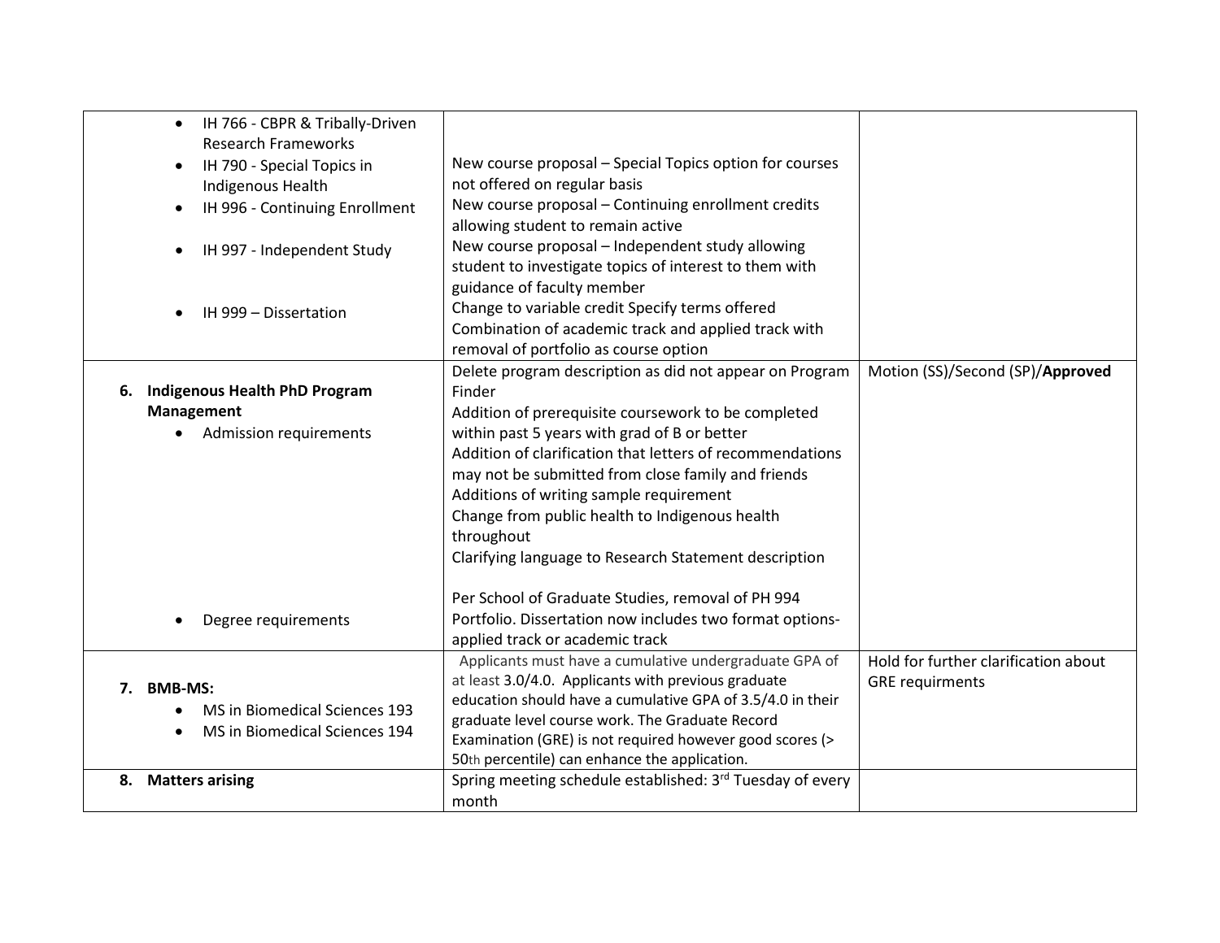| | | |
|---|---|---|
| • IH 766 - CBPR & Tribally-Driven Research Frameworks<br>• IH 790 - Special Topics in Indigenous Health<br>• IH 996 - Continuing Enrollment<br>• IH 997 - Independent Study<br>• IH 999 – Dissertation | New course proposal – Special Topics option for courses not offered on regular basis<br>New course proposal – Continuing enrollment credits allowing student to remain active<br>New course proposal – Independent study allowing student to investigate topics of interest to them with guidance of faculty member<br>Change to variable credit Specify terms offered<br>Combination of academic track and applied track with removal of portfolio as course option | |
| **6. Indigenous Health PhD Program Management**<br>• Admission requirements<br>• Degree requirements | Delete program description as did not appear on Program Finder<br>Addition of prerequisite coursework to be completed within past 5 years with grad of B or better<br>Addition of clarification that letters of recommendations may not be submitted from close family and friends<br>Additions of writing sample requirement<br>Change from public health to Indigenous health throughout<br>Clarifying language to Research Statement description<br><br>Per School of Graduate Studies, removal of PH 994 Portfolio. Dissertation now includes two format options- applied track or academic track | Motion (SS)/Second (SP)/**Approved** |
| **7. BMB-MS:**<br>• MS in Biomedical Sciences 193<br>• MS in Biomedical Sciences 194 | Applicants must have a cumulative undergraduate GPA of at least 3.0/4.0. Applicants with previous graduate education should have a cumulative GPA of 3.5/4.0 in their graduate level course work. The Graduate Record Examination (GRE) is not required however good scores (> 50th percentile) can enhance the application. | Hold for further clarification about GRE requirments |
| **8. Matters arising** | Spring meeting schedule established: 3rd Tuesday of every month | |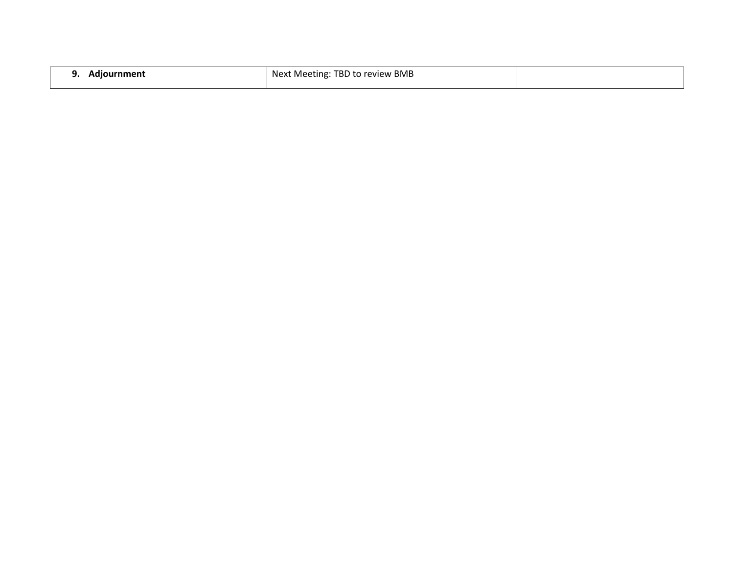| | | |
|---|---|---|
| **9. Adjournment** | Next Meeting: TBD to review BMB | |